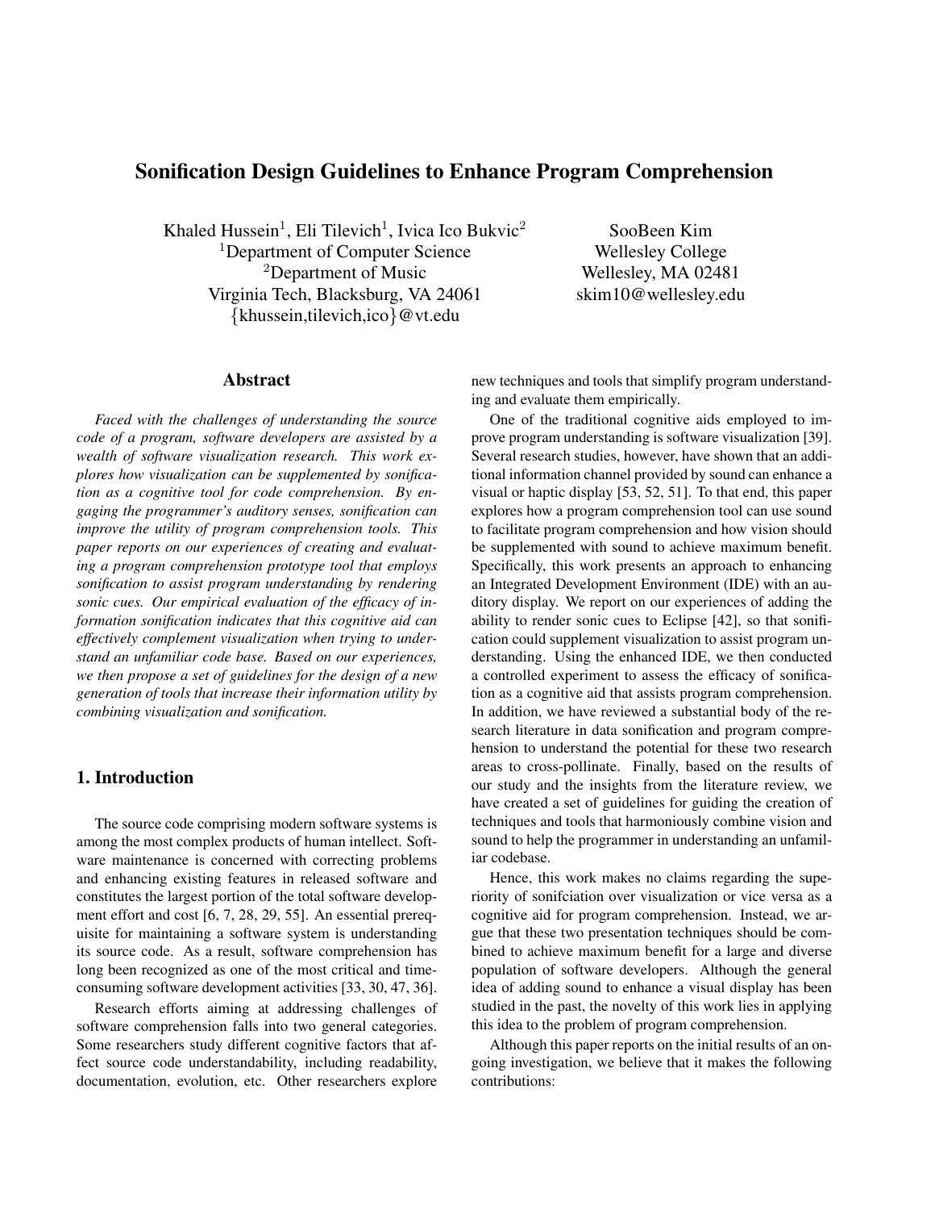# Sonification Design Guidelines to Enhance Program Comprehension

Khaled Hussein[1], Eli Tilevich[1], Ivica Ico Bukvic[2]
[1]Department of Computer Science
[2]Department of Music
Virginia Tech, Blacksburg, VA 24061
{khussein,tilevich,ico}@vt.edu

SooBeen Kim
Wellesley College
Wellesley, MA 02481
skim10@wellesley.edu

## Abstract

*Faced with the challenges of understanding the source code of a program, software developers are assisted by a wealth of software visualization research. This work explores how visualization can be supplemented by sonification as a cognitive tool for code comprehension. By engaging the programmer's auditory senses, sonification can improve the utility of program comprehension tools. This paper reports on our experiences of creating and evaluating a program comprehension prototype tool that employs sonification to assist program understanding by rendering sonic cues. Our empirical evaluation of the efficacy of information sonification indicates that this cognitive aid can effectively complement visualization when trying to understand an unfamiliar code base. Based on our experiences, we then propose a set of guidelines for the design of a new generation of tools that increase their information utility by combining visualization and sonification.*

## 1. Introduction

The source code comprising modern software systems is among the most complex products of human intellect. Software maintenance is concerned with correcting problems and enhancing existing features in released software and constitutes the largest portion of the total software development effort and cost [6, 7, 28, 29, 55]. An essential prerequisite for maintaining a software system is understanding its source code. As a result, software comprehension has long been recognized as one of the most critical and time-consuming software development activities [33, 30, 47, 36].

Research efforts aiming at addressing challenges of software comprehension falls into two general categories. Some researchers study different cognitive factors that affect source code understandability, including readability, documentation, evolution, etc. Other researchers explore new techniques and tools that simplify program understanding and evaluate them empirically.

One of the traditional cognitive aids employed to improve program understanding is software visualization [39]. Several research studies, however, have shown that an additional information channel provided by sound can enhance a visual or haptic display [53, 52, 51]. To that end, this paper explores how a program comprehension tool can use sound to facilitate program comprehension and how vision should be supplemented with sound to achieve maximum benefit. Specifically, this work presents an approach to enhancing an Integrated Development Environment (IDE) with an auditory display. We report on our experiences of adding the ability to render sonic cues to Eclipse [42], so that sonification could supplement visualization to assist program understanding. Using the enhanced IDE, we then conducted a controlled experiment to assess the efficacy of sonification as a cognitive aid that assists program comprehension. In addition, we have reviewed a substantial body of the research literature in data sonification and program comprehension to understand the potential for these two research areas to cross-pollinate. Finally, based on the results of our study and the insights from the literature review, we have created a set of guidelines for guiding the creation of techniques and tools that harmoniously combine vision and sound to help the programmer in understanding an unfamiliar codebase.

Hence, this work makes no claims regarding the superiority of sonifciation over visualization or vice versa as a cognitive aid for program comprehension. Instead, we argue that these two presentation techniques should be combined to achieve maximum benefit for a large and diverse population of software developers. Although the general idea of adding sound to enhance a visual display has been studied in the past, the novelty of this work lies in applying this idea to the problem of program comprehension.

Although this paper reports on the initial results of an ongoing investigation, we believe that it makes the following contributions: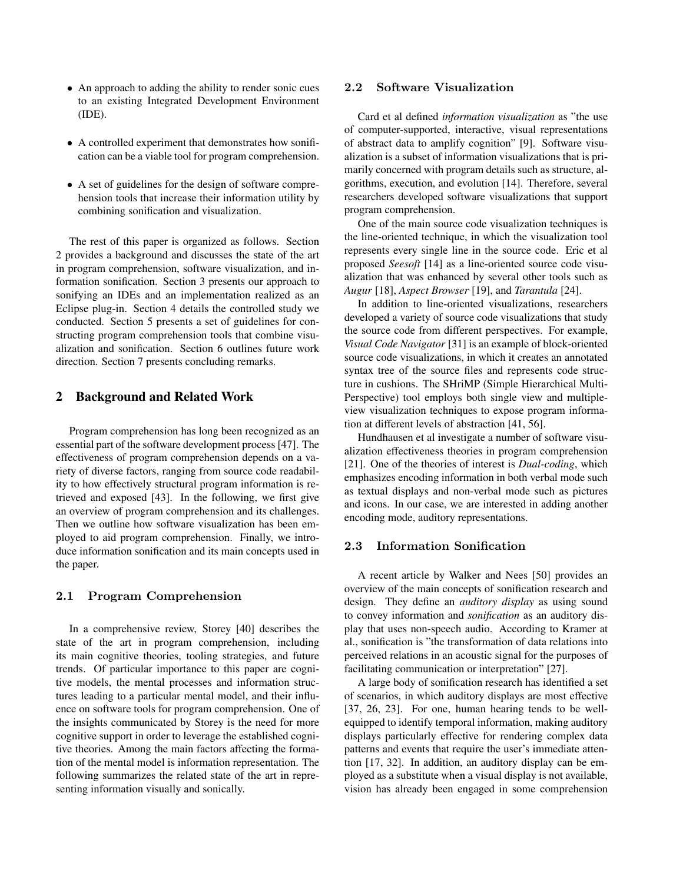- An approach to adding the ability to render sonic cues to an existing Integrated Development Environment (IDE).

- A controlled experiment that demonstrates how sonification can be a viable tool for program comprehension.

- A set of guidelines for the design of software comprehension tools that increase their information utility by combining sonification and visualization.

The rest of this paper is organized as follows. Section 2 provides a background and discusses the state of the art in program comprehension, software visualization, and information sonification. Section 3 presents our approach to sonifying an IDEs and an implementation realized as an Eclipse plug-in. Section 4 details the controlled study we conducted. Section 5 presents a set of guidelines for constructing program comprehension tools that combine visualization and sonification. Section 6 outlines future work direction. Section 7 presents concluding remarks.

## 2 Background and Related Work

Program comprehension has long been recognized as an essential part of the software development process [47]. The effectiveness of program comprehension depends on a variety of diverse factors, ranging from source code readability to how effectively structural program information is retrieved and exposed [43]. In the following, we first give an overview of program comprehension and its challenges. Then we outline how software visualization has been employed to aid program comprehension. Finally, we introduce information sonification and its main concepts used in the paper.

### 2.1 Program Comprehension

In a comprehensive review, Storey [40] describes the state of the art in program comprehension, including its main cognitive theories, tooling strategies, and future trends. Of particular importance to this paper are cognitive models, the mental processes and information structures leading to a particular mental model, and their influence on software tools for program comprehension. One of the insights communicated by Storey is the need for more cognitive support in order to leverage the established cognitive theories. Among the main factors affecting the formation of the mental model is information representation. The following summarizes the related state of the art in representing information visually and sonically.

### 2.2 Software Visualization

Card et al defined *information visualization* as "the use of computer-supported, interactive, visual representations of abstract data to amplify cognition" [9]. Software visualization is a subset of information visualizations that is primarily concerned with program details such as structure, algorithms, execution, and evolution [14]. Therefore, several researchers developed software visualizations that support program comprehension.

One of the main source code visualization techniques is the line-oriented technique, in which the visualization tool represents every single line in the source code. Eric et al proposed *Seesoft* [14] as a line-oriented source code visualization that was enhanced by several other tools such as *Augur* [18], *Aspect Browser* [19], and *Tarantula* [24].

In addition to line-oriented visualizations, researchers developed a variety of source code visualizations that study the source code from different perspectives. For example, *Visual Code Navigator* [31] is an example of block-oriented source code visualizations, in which it creates an annotated syntax tree of the source files and represents code structure in cushions. The SHriMP (Simple Hierarchical Multi-Perspective) tool employs both single view and multiple-view visualization techniques to expose program information at different levels of abstraction [41, 56].

Hundhausen et al investigate a number of software visualization effectiveness theories in program comprehension [21]. One of the theories of interest is *Dual-coding*, which emphasizes encoding information in both verbal mode such as textual displays and non-verbal mode such as pictures and icons. In our case, we are interested in adding another encoding mode, auditory representations.

### 2.3 Information Sonification

A recent article by Walker and Nees [50] provides an overview of the main concepts of sonification research and design. They define an *auditory display* as using sound to convey information and *sonification* as an auditory display that uses non-speech audio. According to Kramer at al., sonification is "the transformation of data relations into perceived relations in an acoustic signal for the purposes of facilitating communication or interpretation" [27].

A large body of sonification research has identified a set of scenarios, in which auditory displays are most effective [37, 26, 23]. For one, human hearing tends to be well-equipped to identify temporal information, making auditory displays particularly effective for rendering complex data patterns and events that require the user's immediate attention [17, 32]. In addition, an auditory display can be employed as a substitute when a visual display is not available, vision has already been engaged in some comprehension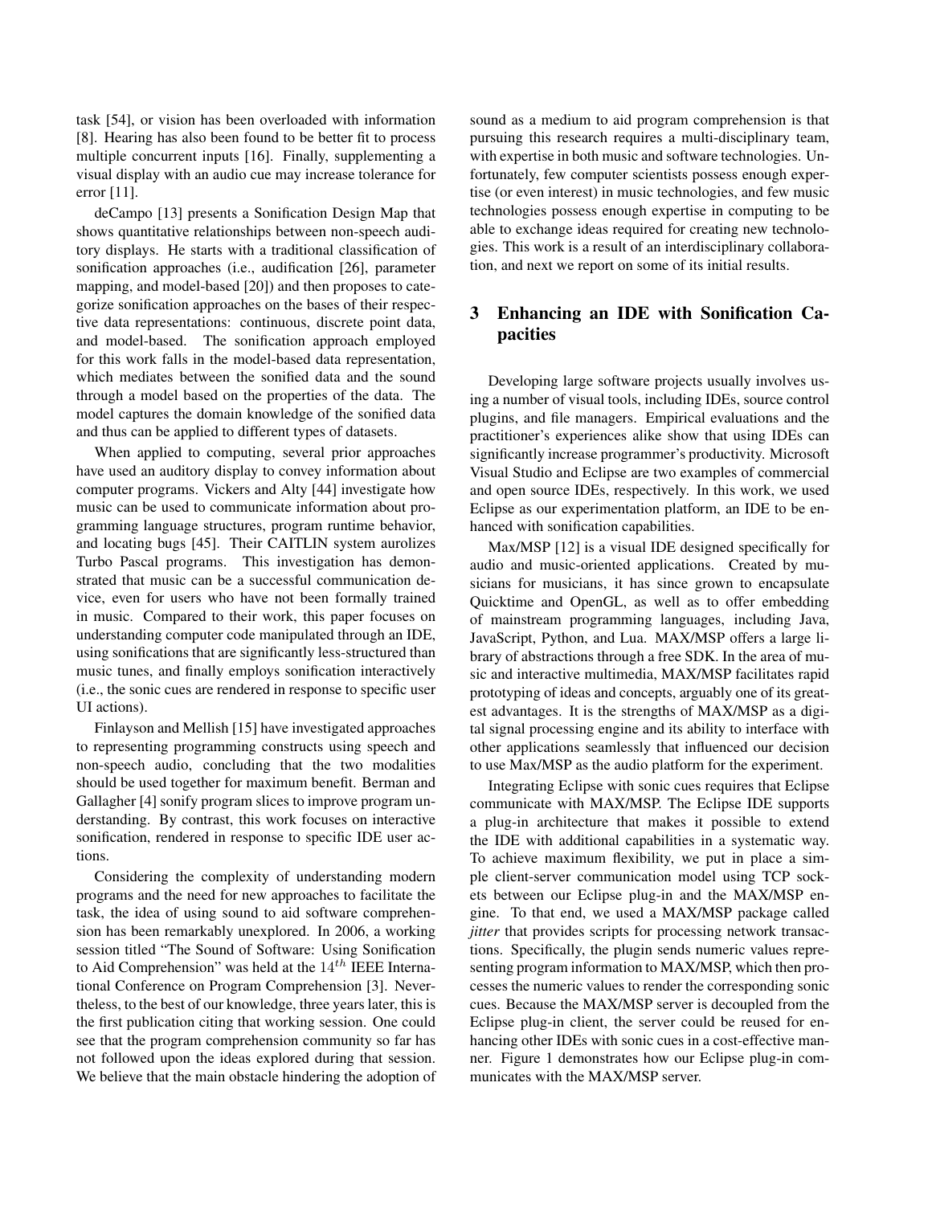task [54], or vision has been overloaded with information [8]. Hearing has also been found to be better fit to process multiple concurrent inputs [16]. Finally, supplementing a visual display with an audio cue may increase tolerance for error [11].

deCampo [13] presents a Sonification Design Map that shows quantitative relationships between non-speech auditory displays. He starts with a traditional classification of sonification approaches (i.e., audification [26], parameter mapping, and model-based [20]) and then proposes to categorize sonification approaches on the bases of their respective data representations: continuous, discrete point data, and model-based. The sonification approach employed for this work falls in the model-based data representation, which mediates between the sonified data and the sound through a model based on the properties of the data. The model captures the domain knowledge of the sonified data and thus can be applied to different types of datasets.

When applied to computing, several prior approaches have used an auditory display to convey information about computer programs. Vickers and Alty [44] investigate how music can be used to communicate information about programming language structures, program runtime behavior, and locating bugs [45]. Their CAITLIN system aurolizes Turbo Pascal programs. This investigation has demonstrated that music can be a successful communication device, even for users who have not been formally trained in music. Compared to their work, this paper focuses on understanding computer code manipulated through an IDE, using sonifications that are significantly less-structured than music tunes, and finally employs sonification interactively (i.e., the sonic cues are rendered in response to specific user UI actions).

Finlayson and Mellish [15] have investigated approaches to representing programming constructs using speech and non-speech audio, concluding that the two modalities should be used together for maximum benefit. Berman and Gallagher [4] sonify program slices to improve program understanding. By contrast, this work focuses on interactive sonification, rendered in response to specific IDE user actions.

Considering the complexity of understanding modern programs and the need for new approaches to facilitate the task, the idea of using sound to aid software comprehension has been remarkably unexplored. In 2006, a working session titled "The Sound of Software: Using Sonification to Aid Comprehension" was held at the $14^{th}$ IEEE International Conference on Program Comprehension [3]. Nevertheless, to the best of our knowledge, three years later, this is the first publication citing that working session. One could see that the program comprehension community so far has not followed upon the ideas explored during that session. We believe that the main obstacle hindering the adoption of sound as a medium to aid program comprehension is that pursuing this research requires a multi-disciplinary team, with expertise in both music and software technologies. Unfortunately, few computer scientists possess enough expertise (or even interest) in music technologies, and few music technologies possess enough expertise in computing to be able to exchange ideas required for creating new technologies. This work is a result of an interdisciplinary collaboration, and next we report on some of its initial results.

## 3 Enhancing an IDE with Sonification Capacities

Developing large software projects usually involves using a number of visual tools, including IDEs, source control plugins, and file managers. Empirical evaluations and the practitioner's experiences alike show that using IDEs can significantly increase programmer's productivity. Microsoft Visual Studio and Eclipse are two examples of commercial and open source IDEs, respectively. In this work, we used Eclipse as our experimentation platform, an IDE to be enhanced with sonification capabilities.

Max/MSP [12] is a visual IDE designed specifically for audio and music-oriented applications. Created by musicians for musicians, it has since grown to encapsulate Quicktime and OpenGL, as well as to offer embedding of mainstream programming languages, including Java, JavaScript, Python, and Lua. MAX/MSP offers a large library of abstractions through a free SDK. In the area of music and interactive multimedia, MAX/MSP facilitates rapid prototyping of ideas and concepts, arguably one of its greatest advantages. It is the strengths of MAX/MSP as a digital signal processing engine and its ability to interface with other applications seamlessly that influenced our decision to use Max/MSP as the audio platform for the experiment.

Integrating Eclipse with sonic cues requires that Eclipse communicate with MAX/MSP. The Eclipse IDE supports a plug-in architecture that makes it possible to extend the IDE with additional capabilities in a systematic way. To achieve maximum flexibility, we put in place a simple client-server communication model using TCP sockets between our Eclipse plug-in and the MAX/MSP engine. To that end, we used a MAX/MSP package called *jitter* that provides scripts for processing network transactions. Specifically, the plugin sends numeric values representing program information to MAX/MSP, which then processes the numeric values to render the corresponding sonic cues. Because the MAX/MSP server is decoupled from the Eclipse plug-in client, the server could be reused for enhancing other IDEs with sonic cues in a cost-effective manner. Figure 1 demonstrates how our Eclipse plug-in communicates with the MAX/MSP server.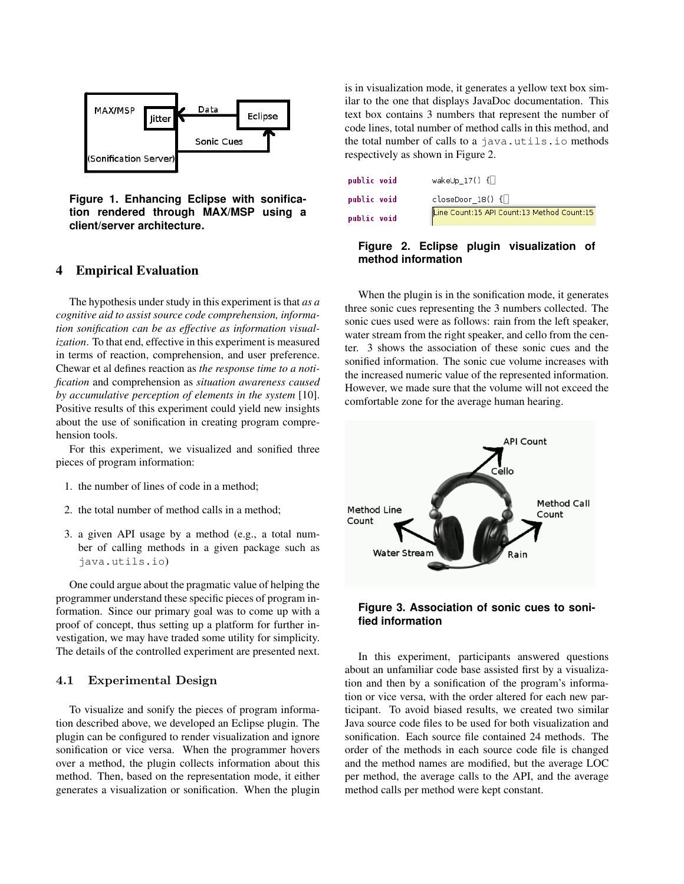MAX/MSP

Jitter

Data

Eclipse

Sonic Cues

(Sonification Server)

**Figure 1. Enhancing Eclipse with sonification rendered through MAX/MSP using a client/server architecture.**

## 4 Empirical Evaluation

The hypothesis under study in this experiment is that *as a cognitive aid to assist source code comprehension, information sonification can be as effective as information visualization*. To that end, effective in this experiment is measured in terms of reaction, comprehension, and user preference. Chewar et al defines reaction as *the response time to a notification* and comprehension as *situation awareness caused by accumulative perception of elements in the system* [10]. Positive results of this experiment could yield new insights about the use of sonification in creating program comprehension tools.

For this experiment, we visualized and sonified three pieces of program information:

1. the number of lines of code in a method;
2. the total number of method calls in a method;
3. a given API usage by a method (e.g., a total number of calling methods in a given package such as `java.utils.io`)

One could argue about the pragmatic value of helping the programmer understand these specific pieces of program information. Since our primary goal was to come up with a proof of concept, thus setting up a platform for further investigation, we may have traded some utility for simplicity. The details of the controlled experiment are presented next.

### 4.1 Experimental Design

To visualize and sonify the pieces of program information described above, we developed an Eclipse plugin. The plugin can be configured to render visualization and ignore sonification or vice versa. When the programmer hovers over a method, the plugin collects information about this method. Then, based on the representation mode, it either generates a visualization or sonification. When the plugin is in visualization mode, it generates a yellow text box similar to the one that displays JavaDoc documentation. This text box contains 3 numbers that represent the number of code lines, total number of method calls in this method, and the total number of calls to a `java.utils.io` methods respectively as shown in Figure 2.

```
public void     wakeUp_17() {
public void     closeDoor_18() {
public void     Line Count:15 API Count:13 Method Count:15
```

**Figure 2. Eclipse plugin visualization of method information**

When the plugin is in the sonification mode, it generates three sonic cues representing the 3 numbers collected. The sonic cues used were as follows: rain from the left speaker, water stream from the right speaker, and cello from the center. 3 shows the association of these sonic cues and the sonified information. The sonic cue volume increases with the increased numeric value of the represented information. However, we made sure that the volume will not exceed the comfortable zone for the average human hearing.

API Count

Cello

Method Line Count

Method Call Count

Water Stream

Rain

**Figure 3. Association of sonic cues to sonified information**

In this experiment, participants answered questions about an unfamiliar code base assisted first by a visualization and then by a sonification of the program's information or vice versa, with the order altered for each new participant. To avoid biased results, we created two similar Java source code files to be used for both visualization and sonification. Each source file contained 24 methods. The order of the methods in each source code file is changed and the method names are modified, but the average LOC per method, the average calls to the API, and the average method calls per method were kept constant.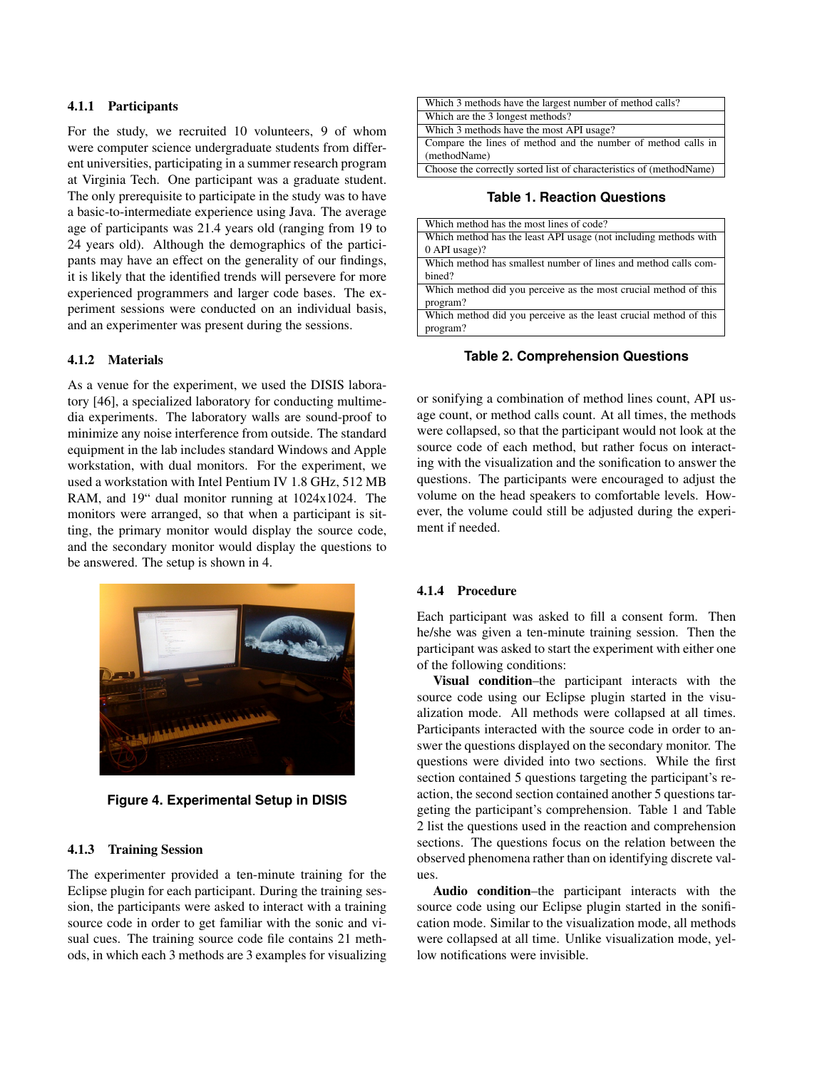#### 4.1.1 Participants

For the study, we recruited 10 volunteers, 9 of whom were computer science undergraduate students from different universities, participating in a summer research program at Virginia Tech. One participant was a graduate student. The only prerequisite to participate in the study was to have a basic-to-intermediate experience using Java. The average age of participants was 21.4 years old (ranging from 19 to 24 years old). Although the demographics of the participants may have an effect on the generality of our findings, it is likely that the identified trends will persevere for more experienced programmers and larger code bases. The experiment sessions were conducted on an individual basis, and an experimenter was present during the sessions.

#### 4.1.2 Materials

As a venue for the experiment, we used the DISIS laboratory [46], a specialized laboratory for conducting multimedia experiments. The laboratory walls are sound-proof to minimize any noise interference from outside. The standard equipment in the lab includes standard Windows and Apple workstation, with dual monitors. For the experiment, we used a workstation with Intel Pentium IV 1.8 GHz, 512 MB RAM, and 19" dual monitor running at 1024x1024. The monitors were arranged, so that when a participant is sitting, the primary monitor would display the source code, and the secondary monitor would display the questions to be answered. The setup is shown in 4.

**Figure 4. Experimental Setup in DISIS**

#### 4.1.3 Training Session

The experimenter provided a ten-minute training for the Eclipse plugin for each participant. During the training session, the participants were asked to interact with a training source code in order to get familiar with the sonic and visual cues. The training source code file contains 21 methods, in which each 3 methods are 3 examples for visualizing or sonifying a combination of method lines count, API usage count, or method calls count. At all times, the methods were collapsed, so that the participant would not look at the source code of each method, but rather focus on interacting with the visualization and the sonification to answer the questions. The participants were encouraged to adjust the volume on the head speakers to comfortable levels. However, the volume could still be adjusted during the experiment if needed.

| |
|---|
| Which 3 methods have the largest number of method calls? |
| Which are the 3 longest methods? |
| Which 3 methods have the most API usage? |
| Compare the lines of method and the number of method calls in (methodName) |
| Choose the correctly sorted list of characteristics of (methodName) |

**Table 1. Reaction Questions**

| |
|---|
| Which method has the most lines of code? |
| Which method has the least API usage (not including methods with 0 API usage)? |
| Which method has smallest number of lines and method calls combined? |
| Which method did you perceive as the most crucial method of this program? |
| Which method did you perceive as the least crucial method of this program? |

**Table 2. Comprehension Questions**

#### 4.1.4 Procedure

Each participant was asked to fill a consent form. Then he/she was given a ten-minute training session. Then the participant was asked to start the experiment with either one of the following conditions:

**Visual condition**–the participant interacts with the source code using our Eclipse plugin started in the visualization mode. All methods were collapsed at all times. Participants interacted with the source code in order to answer the questions displayed on the secondary monitor. The questions were divided into two sections. While the first section contained 5 questions targeting the participant's reaction, the second section contained another 5 questions targeting the participant's comprehension. Table 1 and Table 2 list the questions used in the reaction and comprehension sections. The questions focus on the relation between the observed phenomena rather than on identifying discrete values.

**Audio condition**–the participant interacts with the source code using our Eclipse plugin started in the sonification mode. Similar to the visualization mode, all methods were collapsed at all time. Unlike visualization mode, yellow notifications were invisible.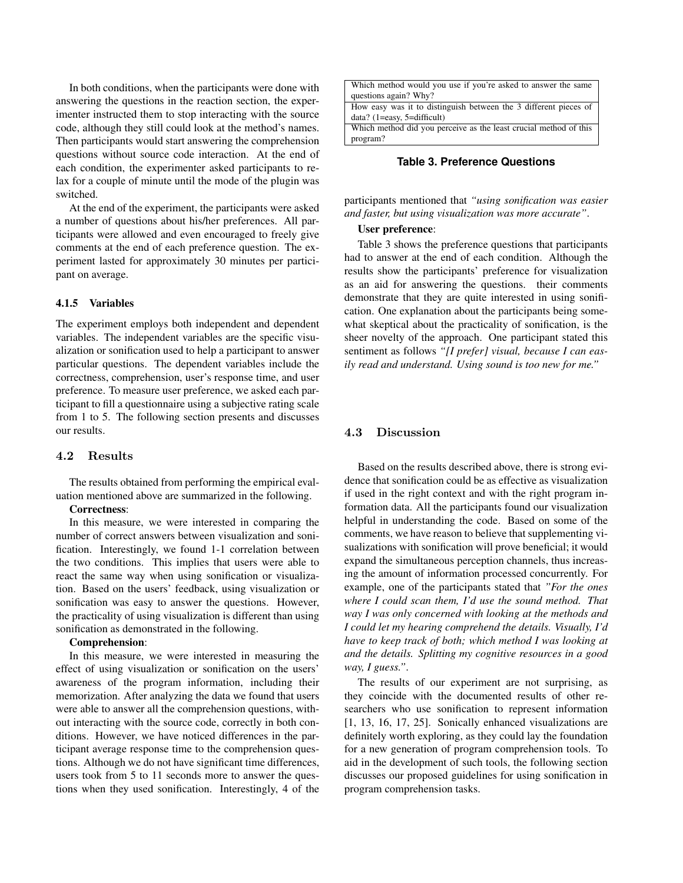In both conditions, when the participants were done with answering the questions in the reaction section, the experimenter instructed them to stop interacting with the source code, although they still could look at the method's names. Then participants would start answering the comprehension questions without source code interaction. At the end of each condition, the experimenter asked participants to relax for a couple of minute until the mode of the plugin was switched.

At the end of the experiment, the participants were asked a number of questions about his/her preferences. All participants were allowed and even encouraged to freely give comments at the end of each preference question. The experiment lasted for approximately 30 minutes per participant on average.

#### 4.1.5 Variables

The experiment employs both independent and dependent variables. The independent variables are the specific visualization or sonification used to help a participant to answer particular questions. The dependent variables include the correctness, comprehension, user's response time, and user preference. To measure user preference, we asked each participant to fill a questionnaire using a subjective rating scale from 1 to 5. The following section presents and discusses our results.

### 4.2 Results

The results obtained from performing the empirical evaluation mentioned above are summarized in the following.

**Correctness**:

In this measure, we were interested in comparing the number of correct answers between visualization and sonification. Interestingly, we found 1-1 correlation between the two conditions. This implies that users were able to react the same way when using sonification or visualization. Based on the users' feedback, using visualization or sonification was easy to answer the questions. However, the practicality of using visualization is different than using sonification as demonstrated in the following.

**Comprehension**:

In this measure, we were interested in measuring the effect of using visualization or sonification on the users' awareness of the program information, including their memorization. After analyzing the data we found that users were able to answer all the comprehension questions, without interacting with the source code, correctly in both conditions. However, we have noticed differences in the participant average response time to the comprehension questions. Although we do not have significant time differences, users took from 5 to 11 seconds more to answer the questions when they used sonification. Interestingly, 4 of the participants mentioned that *"using sonification was easier and faster, but using visualization was more accurate"*.

| |
|---|
| Which method would you use if you're asked to answer the same questions again? Why? |
| How easy was it to distinguish between the 3 different pieces of data? (1=easy, 5=difficult) |
| Which method did you perceive as the least crucial method of this program? |

**Table 3. Preference Questions**

**User preference**:

Table 3 shows the preference questions that participants had to answer at the end of each condition. Although the results show the participants' preference for visualization as an aid for answering the questions. their comments demonstrate that they are quite interested in using sonification. One explanation about the participants being somewhat skeptical about the practicality of sonification, is the sheer novelty of the approach. One participant stated this sentiment as follows *"[I prefer] visual, because I can easily read and understand. Using sound is too new for me."*

### 4.3 Discussion

Based on the results described above, there is strong evidence that sonification could be as effective as visualization if used in the right context and with the right program information data. All the participants found our visualization helpful in understanding the code. Based on some of the comments, we have reason to believe that supplementing visualizations with sonification will prove beneficial; it would expand the simultaneous perception channels, thus increasing the amount of information processed concurrently. For example, one of the participants stated that *"For the ones where I could scan them, I'd use the sound method. That way I was only concerned with looking at the methods and I could let my hearing comprehend the details. Visually, I'd have to keep track of both; which method I was looking at and the details. Splitting my cognitive resources in a good way, I guess."*.

The results of our experiment are not surprising, as they coincide with the documented results of other researchers who use sonification to represent information [1, 13, 16, 17, 25]. Sonically enhanced visualizations are definitely worth exploring, as they could lay the foundation for a new generation of program comprehension tools. To aid in the development of such tools, the following section discusses our proposed guidelines for using sonification in program comprehension tasks.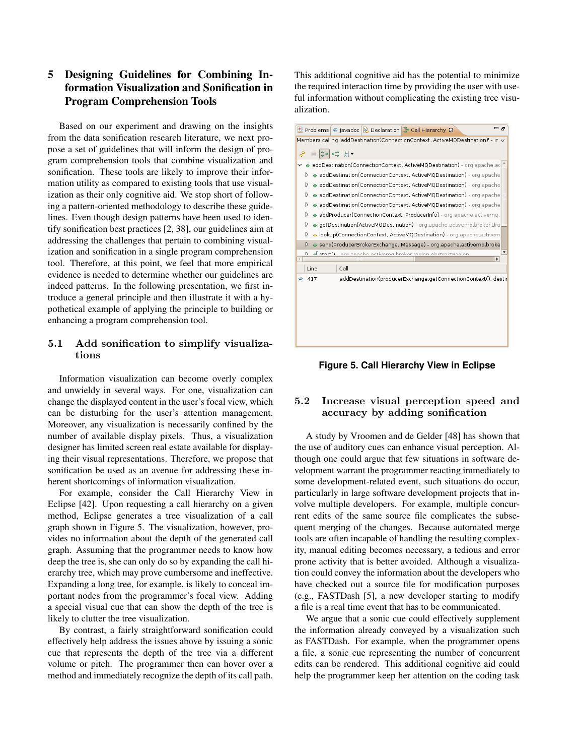## 5 Designing Guidelines for Combining Information Visualization and Sonification in Program Comprehension Tools

Based on our experiment and drawing on the insights from the data sonification research literature, we next propose a set of guidelines that will inform the design of program comprehension tools that combine visualization and sonification. These tools are likely to improve their information utility as compared to existing tools that use visualization as their only cognitive aid. We stop short of following a pattern-oriented methodology to describe these guidelines. Even though design patterns have been used to identify sonification best practices [2, 38], our guidelines aim at addressing the challenges that pertain to combining visualization and sonification in a single program comprehension tool. Therefore, at this point, we feel that more empirical evidence is needed to determine whether our guidelines are indeed patterns. In the following presentation, we first introduce a general principle and then illustrate it with a hypothetical example of applying the principle to building or enhancing a program comprehension tool.

### 5.1 Add sonification to simplify visualizations

Information visualization can become overly complex and unwieldy in several ways. For one, visualization can change the displayed content in the user's focal view, which can be disturbing for the user's attention management. Moreover, any visualization is necessarily confined by the number of available display pixels. Thus, a visualization designer has limited screen real estate available for displaying their visual representations. Therefore, we propose that sonification be used as an avenue for addressing these inherent shortcomings of information visualization.

For example, consider the Call Hierarchy View in Eclipse [42]. Upon requesting a call hierarchy on a given method, Eclipse generates a tree visualization of a call graph shown in Figure 5. The visualization, however, provides no information about the depth of the generated call graph. Assuming that the programmer needs to know how deep the tree is, she can only do so by expanding the call hierarchy tree, which may prove cumbersome and ineffective. Expanding a long tree, for example, is likely to conceal important nodes from the programmer's focal view. Adding a special visual cue that can show the depth of the tree is likely to clutter the tree visualization.

By contrast, a fairly straightforward sonification could effectively help address the issues above by issuing a sonic cue that represents the depth of the tree via a different volume or pitch. The programmer then can hover over a method and immediately recognize the depth of its call path. This additional cognitive aid has the potential to minimize the required interaction time by providing the user with useful information without complicating the existing tree visualization.

**Figure 5. Call Hierarchy View in Eclipse**

### 5.2 Increase visual perception speed and accuracy by adding sonification

A study by Vroomen and de Gelder [48] has shown that the use of auditory cues can enhance visual perception. Although one could argue that few situations in software development warrant the programmer reacting immediately to some development-related event, such situations do occur, particularly in large software development projects that involve multiple developers. For example, multiple concurrent edits of the same source file complicates the subsequent merging of the changes. Because automated merge tools are often incapable of handling the resulting complexity, manual editing becomes necessary, a tedious and error prone activity that is better avoided. Although a visualization could convey the information about the developers who have checked out a source file for modification purposes (e.g., FASTDash [5], a new developer starting to modify a file is a real time event that has to be communicated.

We argue that a sonic cue could effectively supplement the information already conveyed by a visualization such as FASTDash. For example, when the programmer opens a file, a sonic cue representing the number of concurrent edits can be rendered. This additional cognitive aid could help the programmer keep her attention on the coding task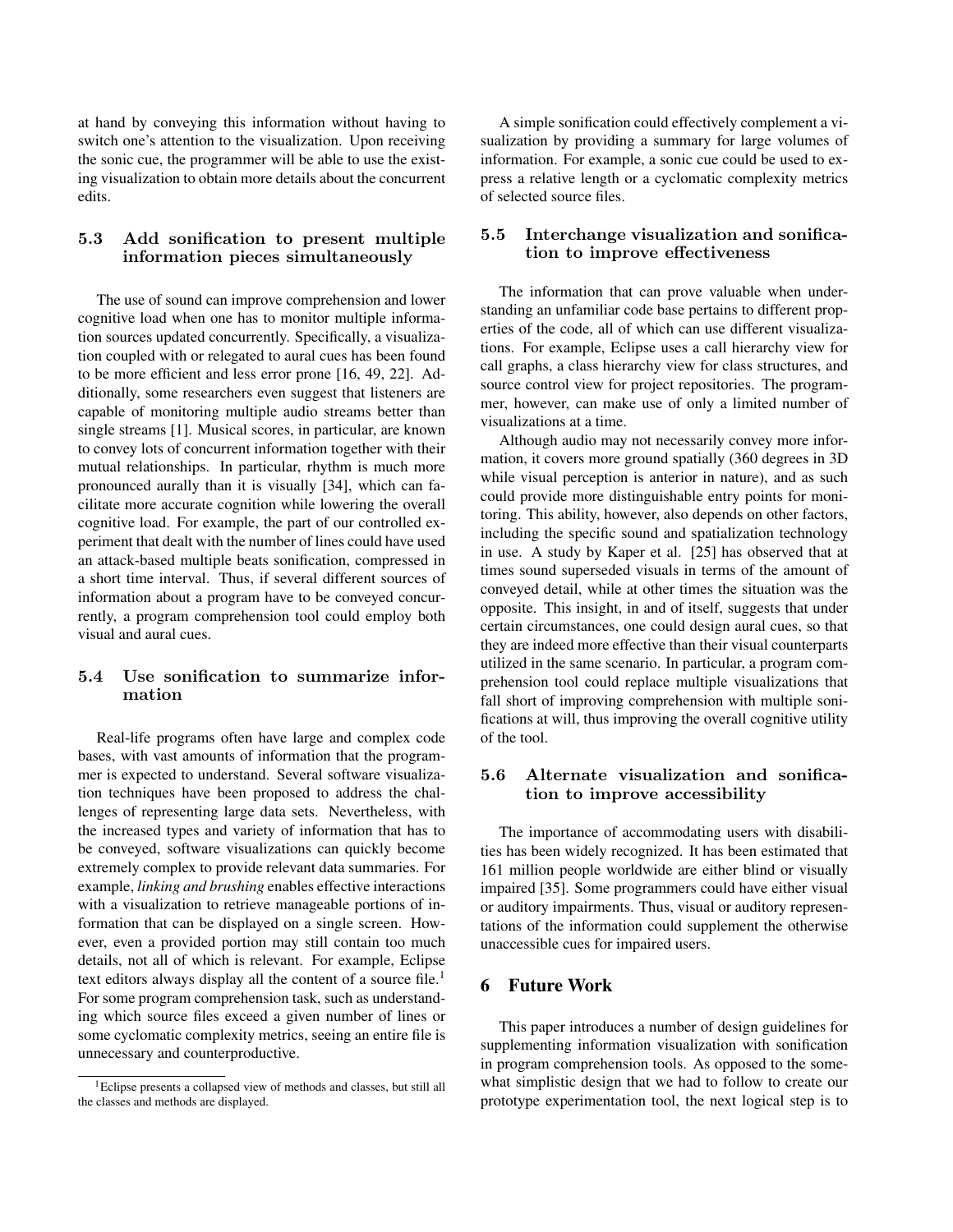at hand by conveying this information without having to switch one's attention to the visualization. Upon receiving the sonic cue, the programmer will be able to use the existing visualization to obtain more details about the concurrent edits.

### 5.3 Add sonification to present multiple information pieces simultaneously

The use of sound can improve comprehension and lower cognitive load when one has to monitor multiple information sources updated concurrently. Specifically, a visualization coupled with or relegated to aural cues has been found to be more efficient and less error prone [16, 49, 22]. Additionally, some researchers even suggest that listeners are capable of monitoring multiple audio streams better than single streams [1]. Musical scores, in particular, are known to convey lots of concurrent information together with their mutual relationships. In particular, rhythm is much more pronounced aurally than it is visually [34], which can facilitate more accurate cognition while lowering the overall cognitive load. For example, the part of our controlled experiment that dealt with the number of lines could have used an attack-based multiple beats sonification, compressed in a short time interval. Thus, if several different sources of information about a program have to be conveyed concurrently, a program comprehension tool could employ both visual and aural cues.

### 5.4 Use sonification to summarize information

Real-life programs often have large and complex code bases, with vast amounts of information that the programmer is expected to understand. Several software visualization techniques have been proposed to address the challenges of representing large data sets. Nevertheless, with the increased types and variety of information that has to be conveyed, software visualizations can quickly become extremely complex to provide relevant data summaries. For example, *linking and brushing* enables effective interactions with a visualization to retrieve manageable portions of information that can be displayed on a single screen. However, even a provided portion may still contain too much details, not all of which is relevant. For example, Eclipse text editors always display all the content of a source file.[1] For some program comprehension task, such as understanding which source files exceed a given number of lines or some cyclomatic complexity metrics, seeing an entire file is unnecessary and counterproductive.

[1] Eclipse presents a collapsed view of methods and classes, but still all the classes and methods are displayed.

A simple sonification could effectively complement a visualization by providing a summary for large volumes of information. For example, a sonic cue could be used to express a relative length or a cyclomatic complexity metrics of selected source files.

### 5.5 Interchange visualization and sonification to improve effectiveness

The information that can prove valuable when understanding an unfamiliar code base pertains to different properties of the code, all of which can use different visualizations. For example, Eclipse uses a call hierarchy view for call graphs, a class hierarchy view for class structures, and source control view for project repositories. The programmer, however, can make use of only a limited number of visualizations at a time.

Although audio may not necessarily convey more information, it covers more ground spatially (360 degrees in 3D while visual perception is anterior in nature), and as such could provide more distinguishable entry points for monitoring. This ability, however, also depends on other factors, including the specific sound and spatialization technology in use. A study by Kaper et al. [25] has observed that at times sound superseded visuals in terms of the amount of conveyed detail, while at other times the situation was the opposite. This insight, in and of itself, suggests that under certain circumstances, one could design aural cues, so that they are indeed more effective than their visual counterparts utilized in the same scenario. In particular, a program comprehension tool could replace multiple visualizations that fall short of improving comprehension with multiple sonifications at will, thus improving the overall cognitive utility of the tool.

### 5.6 Alternate visualization and sonification to improve accessibility

The importance of accommodating users with disabilities has been widely recognized. It has been estimated that 161 million people worldwide are either blind or visually impaired [35]. Some programmers could have either visual or auditory impairments. Thus, visual or auditory representations of the information could supplement the otherwise unaccessible cues for impaired users.

## 6 Future Work

This paper introduces a number of design guidelines for supplementing information visualization with sonification in program comprehension tools. As opposed to the somewhat simplistic design that we had to follow to create our prototype experimentation tool, the next logical step is to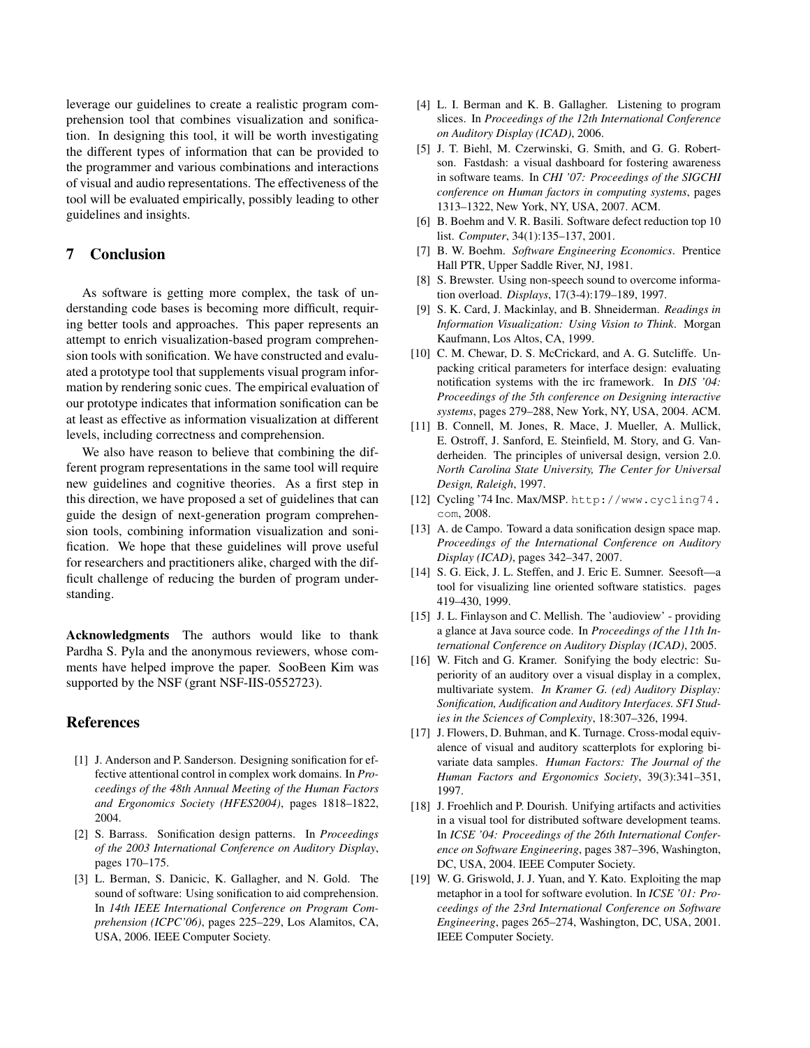leverage our guidelines to create a realistic program comprehension tool that combines visualization and sonification. In designing this tool, it will be worth investigating the different types of information that can be provided to the programmer and various combinations and interactions of visual and audio representations. The effectiveness of the tool will be evaluated empirically, possibly leading to other guidelines and insights.

## 7 Conclusion

As software is getting more complex, the task of understanding code bases is becoming more difficult, requiring better tools and approaches. This paper represents an attempt to enrich visualization-based program comprehension tools with sonification. We have constructed and evaluated a prototype tool that supplements visual program information by rendering sonic cues. The empirical evaluation of our prototype indicates that information sonification can be at least as effective as information visualization at different levels, including correctness and comprehension.

We also have reason to believe that combining the different program representations in the same tool will require new guidelines and cognitive theories. As a first step in this direction, we have proposed a set of guidelines that can guide the design of next-generation program comprehension tools, combining information visualization and sonification. We hope that these guidelines will prove useful for researchers and practitioners alike, charged with the difficult challenge of reducing the burden of program understanding.

**Acknowledgments** The authors would like to thank Pardha S. Pyla and the anonymous reviewers, whose comments have helped improve the paper. SooBeen Kim was supported by the NSF (grant NSF-IIS-0552723).

## References

[1] J. Anderson and P. Sanderson. Designing sonification for effective attentional control in complex work domains. In *Proceedings of the 48th Annual Meeting of the Human Factors and Ergonomics Society (HFES2004)*, pages 1818–1822, 2004.

[2] S. Barrass. Sonification design patterns. In *Proceedings of the 2003 International Conference on Auditory Display*, pages 170–175.

[3] L. Berman, S. Danicic, K. Gallagher, and N. Gold. The sound of software: Using sonification to aid comprehension. In *14th IEEE International Conference on Program Comprehension (ICPC'06)*, pages 225–229, Los Alamitos, CA, USA, 2006. IEEE Computer Society.

[4] L. I. Berman and K. B. Gallagher. Listening to program slices. In *Proceedings of the 12th International Conference on Auditory Display (ICAD)*, 2006.

[5] J. T. Biehl, M. Czerwinski, G. Smith, and G. G. Robertson. Fastdash: a visual dashboard for fostering awareness in software teams. In *CHI '07: Proceedings of the SIGCHI conference on Human factors in computing systems*, pages 1313–1322, New York, NY, USA, 2007. ACM.

[6] B. Boehm and V. R. Basili. Software defect reduction top 10 list. *Computer*, 34(1):135–137, 2001.

[7] B. W. Boehm. *Software Engineering Economics*. Prentice Hall PTR, Upper Saddle River, NJ, 1981.

[8] S. Brewster. Using non-speech sound to overcome information overload. *Displays*, 17(3-4):179–189, 1997.

[9] S. K. Card, J. Mackinlay, and B. Shneiderman. *Readings in Information Visualization: Using Vision to Think*. Morgan Kaufmann, Los Altos, CA, 1999.

[10] C. M. Chewar, D. S. McCrickard, and A. G. Sutcliffe. Unpacking critical parameters for interface design: evaluating notification systems with the irc framework. In *DIS '04: Proceedings of the 5th conference on Designing interactive systems*, pages 279–288, New York, NY, USA, 2004. ACM.

[11] B. Connell, M. Jones, R. Mace, J. Mueller, A. Mullick, E. Ostroff, J. Sanford, E. Steinfield, M. Story, and G. Vanderheiden. The principles of universal design, version 2.0. *North Carolina State University, The Center for Universal Design, Raleigh*, 1997.

[12] Cycling '74 Inc. Max/MSP. `http://www.cycling74.com`, 2008.

[13] A. de Campo. Toward a data sonification design space map. *Proceedings of the International Conference on Auditory Display (ICAD)*, pages 342–347, 2007.

[14] S. G. Eick, J. L. Steffen, and J. Eric E. Sumner. Seesoft—a tool for visualizing line oriented software statistics. pages 419–430, 1999.

[15] J. L. Finlayson and C. Mellish. The 'audioview' - providing a glance at Java source code. In *Proceedings of the 11th International Conference on Auditory Display (ICAD)*, 2005.

[16] W. Fitch and G. Kramer. Sonifying the body electric: Superiority of an auditory over a visual display in a complex, multivariate system. *In Kramer G. (ed) Auditory Display: Sonification, Audification and Auditory Interfaces. SFI Studies in the Sciences of Complexity*, 18:307–326, 1994.

[17] J. Flowers, D. Buhman, and K. Turnage. Cross-modal equivalence of visual and auditory scatterplots for exploring bivariate data samples. *Human Factors: The Journal of the Human Factors and Ergonomics Society*, 39(3):341–351, 1997.

[18] J. Froehlich and P. Dourish. Unifying artifacts and activities in a visual tool for distributed software development teams. In *ICSE '04: Proceedings of the 26th International Conference on Software Engineering*, pages 387–396, Washington, DC, USA, 2004. IEEE Computer Society.

[19] W. G. Griswold, J. J. Yuan, and Y. Kato. Exploiting the map metaphor in a tool for software evolution. In *ICSE '01: Proceedings of the 23rd International Conference on Software Engineering*, pages 265–274, Washington, DC, USA, 2001. IEEE Computer Society.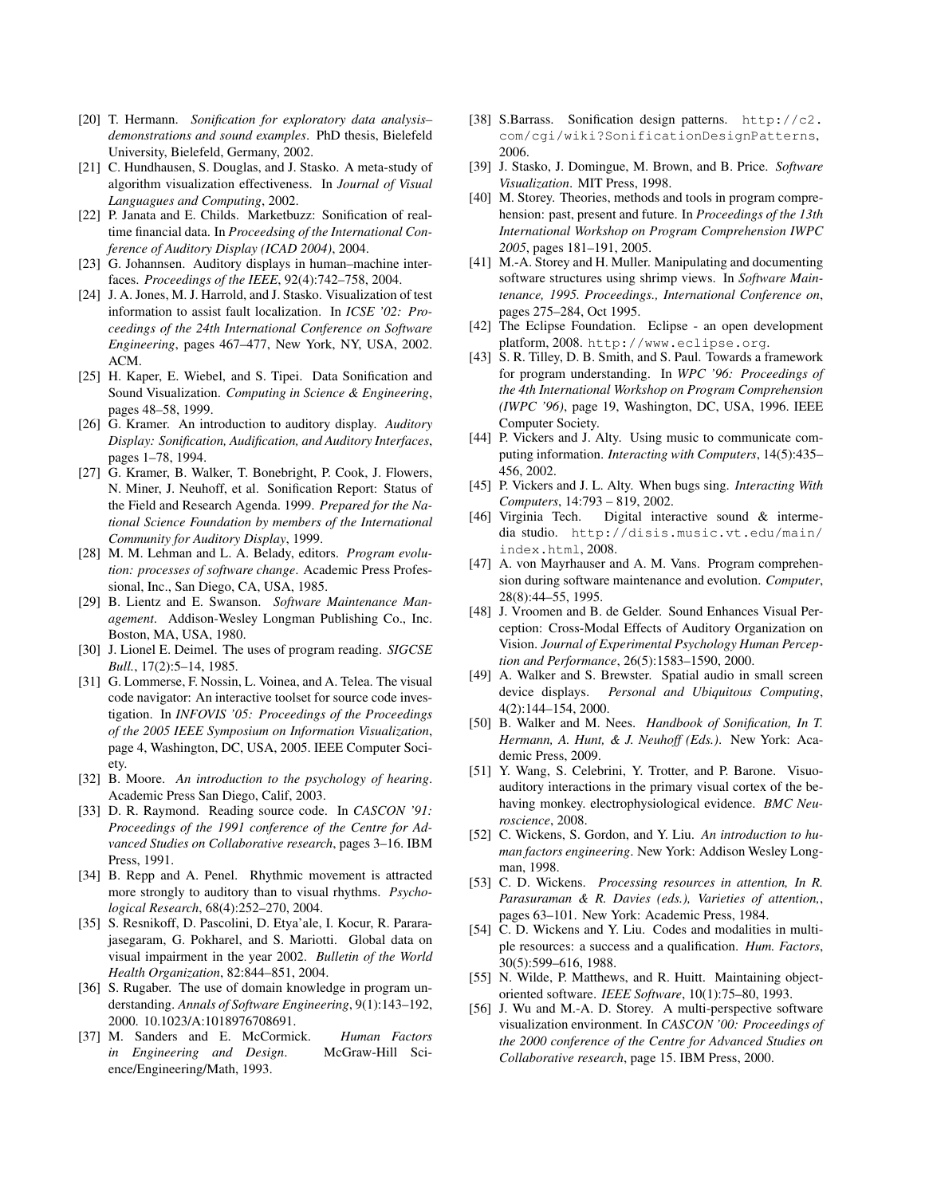[20] T. Hermann. *Sonification for exploratory data analysis–demonstrations and sound examples*. PhD thesis, Bielefeld University, Bielefeld, Germany, 2002.

[21] C. Hundhausen, S. Douglas, and J. Stasko. A meta-study of algorithm visualization effectiveness. In *Journal of Visual Languagues and Computing*, 2002.

[22] P. Janata and E. Childs. Marketbuzz: Sonification of real-time financial data. In *Proceedsing of the International Conference of Auditory Display (ICAD 2004)*, 2004.

[23] G. Johannsen. Auditory displays in human–machine interfaces. *Proceedings of the IEEE*, 92(4):742–758, 2004.

[24] J. A. Jones, M. J. Harrold, and J. Stasko. Visualization of test information to assist fault localization. In *ICSE '02: Proceedings of the 24th International Conference on Software Engineering*, pages 467–477, New York, NY, USA, 2002. ACM.

[25] H. Kaper, E. Wiebel, and S. Tipei. Data Sonification and Sound Visualization. *Computing in Science & Engineering*, pages 48–58, 1999.

[26] G. Kramer. An introduction to auditory display. *Auditory Display: Sonification, Audification, and Auditory Interfaces*, pages 1–78, 1994.

[27] G. Kramer, B. Walker, T. Bonebright, P. Cook, J. Flowers, N. Miner, J. Neuhoff, et al. Sonification Report: Status of the Field and Research Agenda. 1999. *Prepared for the National Science Foundation by members of the International Community for Auditory Display*, 1999.

[28] M. M. Lehman and L. A. Belady, editors. *Program evolution: processes of software change*. Academic Press Professional, Inc., San Diego, CA, USA, 1985.

[29] B. Lientz and E. Swanson. *Software Maintenance Management*. Addison-Wesley Longman Publishing Co., Inc. Boston, MA, USA, 1980.

[30] J. Lionel E. Deimel. The uses of program reading. *SIGCSE Bull.*, 17(2):5–14, 1985.

[31] G. Lommerse, F. Nossin, L. Voinea, and A. Telea. The visual code navigator: An interactive toolset for source code investigation. In *INFOVIS '05: Proceedings of the Proceedings of the 2005 IEEE Symposium on Information Visualization*, page 4, Washington, DC, USA, 2005. IEEE Computer Society.

[32] B. Moore. *An introduction to the psychology of hearing*. Academic Press San Diego, Calif, 2003.

[33] D. R. Raymond. Reading source code. In *CASCON '91: Proceedings of the 1991 conference of the Centre for Advanced Studies on Collaborative research*, pages 3–16. IBM Press, 1991.

[34] B. Repp and A. Penel. Rhythmic movement is attracted more strongly to auditory than to visual rhythms. *Psychological Research*, 68(4):252–270, 2004.

[35] S. Resnikoff, D. Pascolini, D. Etya'ale, I. Kocur, R. Pararajasegaram, G. Pokharel, and S. Mariotti. Global data on visual impairment in the year 2002. *Bulletin of the World Health Organization*, 82:844–851, 2004.

[36] S. Rugaber. The use of domain knowledge in program understanding. *Annals of Software Engineering*, 9(1):143–192, 2000. 10.1023/A:1018976708691.

[37] M. Sanders and E. McCormick. *Human Factors in Engineering and Design*. McGraw-Hill Science/Engineering/Math, 1993.

[38] S.Barrass. Sonification design patterns. http://c2.com/cgi/wiki?SonificationDesignPatterns, 2006.

[39] J. Stasko, J. Domingue, M. Brown, and B. Price. *Software Visualization*. MIT Press, 1998.

[40] M. Storey. Theories, methods and tools in program comprehension: past, present and future. In *Proceedings of the 13th International Workshop on Program Comprehension IWPC 2005*, pages 181–191, 2005.

[41] M.-A. Storey and H. Muller. Manipulating and documenting software structures using shrimp views. In *Software Maintenance, 1995. Proceedings., International Conference on*, pages 275–284, Oct 1995.

[42] The Eclipse Foundation. Eclipse - an open development platform, 2008. http://www.eclipse.org.

[43] S. R. Tilley, D. B. Smith, and S. Paul. Towards a framework for program understanding. In *WPC '96: Proceedings of the 4th International Workshop on Program Comprehension (IWPC '96)*, page 19, Washington, DC, USA, 1996. IEEE Computer Society.

[44] P. Vickers and J. Alty. Using music to communicate computing information. *Interacting with Computers*, 14(5):435–456, 2002.

[45] P. Vickers and J. L. Alty. When bugs sing. *Interacting With Computers*, 14:793 – 819, 2002.

[46] Virginia Tech. Digital interactive sound & intermedia studio. http://disis.music.vt.edu/main/index.html, 2008.

[47] A. von Mayrhauser and A. M. Vans. Program comprehension during software maintenance and evolution. *Computer*, 28(8):44–55, 1995.

[48] J. Vroomen and B. de Gelder. Sound Enhances Visual Perception: Cross-Modal Effects of Auditory Organization on Vision. *Journal of Experimental Psychology Human Perception and Performance*, 26(5):1583–1590, 2000.

[49] A. Walker and S. Brewster. Spatial audio in small screen device displays. *Personal and Ubiquitous Computing*, 4(2):144–154, 2000.

[50] B. Walker and M. Nees. *Handbook of Sonification, In T. Hermann, A. Hunt, & J. Neuhoff (Eds.)*. New York: Academic Press, 2009.

[51] Y. Wang, S. Celebrini, Y. Trotter, and P. Barone. Visuo-auditory interactions in the primary visual cortex of the behaving monkey. electrophysiological evidence. *BMC Neuroscience*, 2008.

[52] C. Wickens, S. Gordon, and Y. Liu. *An introduction to human factors engineering*. New York: Addison Wesley Longman, 1998.

[53] C. D. Wickens. *Processing resources in attention, In R. Parasuraman & R. Davies (eds.), Varieties of attention,*, pages 63–101. New York: Academic Press, 1984.

[54] C. D. Wickens and Y. Liu. Codes and modalities in multiple resources: a success and a qualification. *Hum. Factors*, 30(5):599–616, 1988.

[55] N. Wilde, P. Matthews, and R. Huitt. Maintaining object-oriented software. *IEEE Software*, 10(1):75–80, 1993.

[56] J. Wu and M.-A. D. Storey. A multi-perspective software visualization environment. In *CASCON '00: Proceedings of the 2000 conference of the Centre for Advanced Studies on Collaborative research*, page 15. IBM Press, 2000.